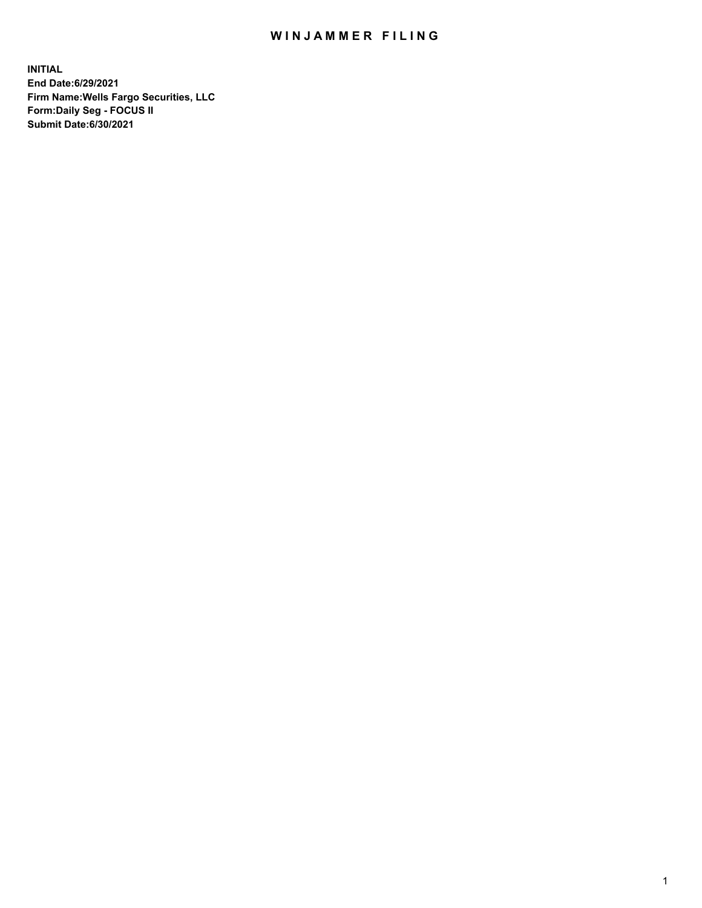# WINJAMMER FILING

**INITIAL**
**End Date:6/29/2021**
**Firm Name:Wells Fargo Securities, LLC**
**Form:Daily Seg - FOCUS II**
**Submit Date:6/30/2021**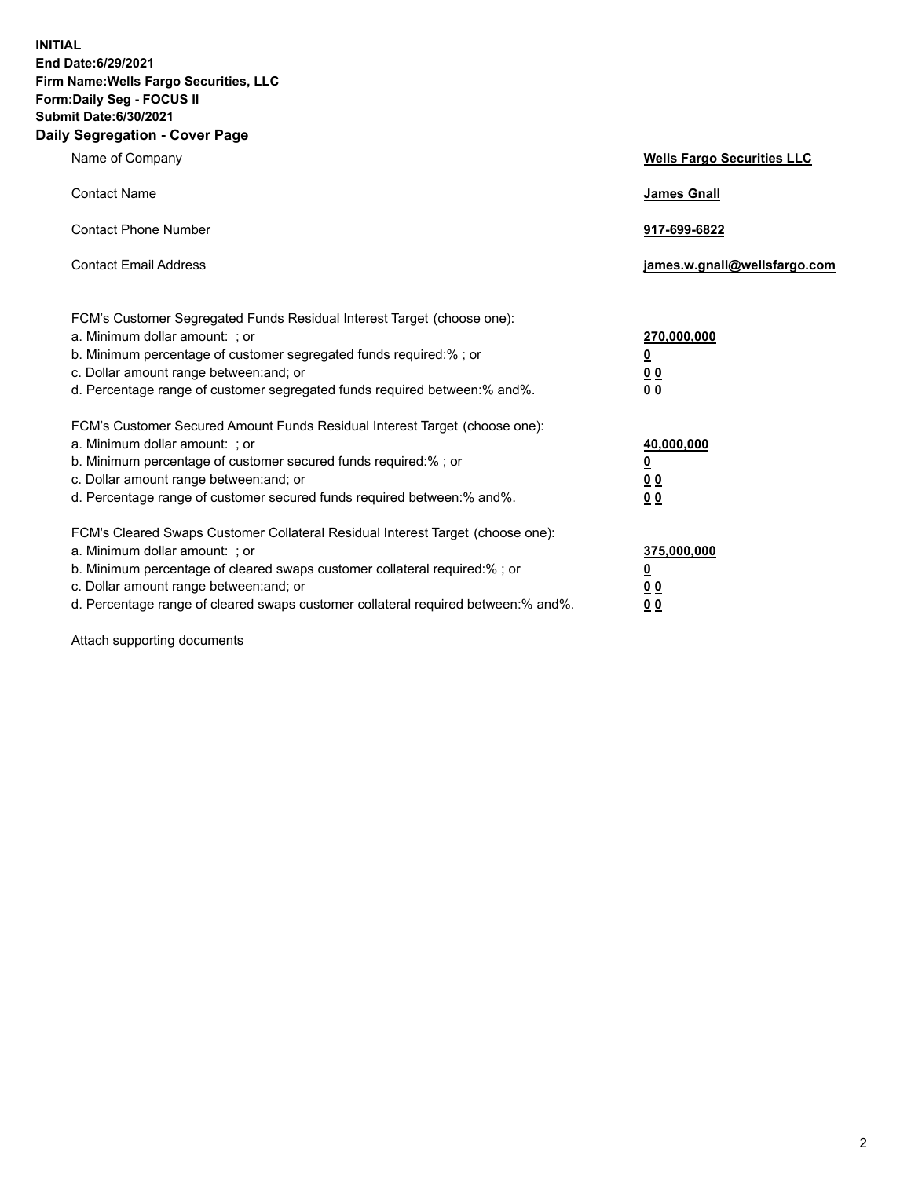**INITIAL**
**End Date:6/29/2021**
**Firm Name:Wells Fargo Securities, LLC**
**Form:Daily Seg - FOCUS II**
**Submit Date:6/30/2021**

## Daily Segregation - Cover Page

| | |
|---|---|
| Name of Company | **Wells Fargo Securities LLC** |
| Contact Name | **James Gnall** |
| Contact Phone Number | **917-699-6822** |
| Contact Email Address | **james.w.gnall@wellsfargo.com** |

| | |
|---|---|
| FCM's Customer Segregated Funds Residual Interest Target (choose one): | |
| a. Minimum dollar amount: ; or | **270,000,000** |
| b. Minimum percentage of customer segregated funds required:% ; or | **0** |
| c. Dollar amount range between:and; or | **0 0** |
| d. Percentage range of customer segregated funds required between:% and%. | **0 0** |
| FCM's Customer Secured Amount Funds Residual Interest Target (choose one): | |
| a. Minimum dollar amount: ; or | **40,000,000** |
| b. Minimum percentage of customer secured funds required:% ; or | **0** |
| c. Dollar amount range between:and; or | **0 0** |
| d. Percentage range of customer secured funds required between:% and%. | **0 0** |
| FCM's Cleared Swaps Customer Collateral Residual Interest Target (choose one): | |
| a. Minimum dollar amount: ; or | **375,000,000** |
| b. Minimum percentage of cleared swaps customer collateral required:% ; or | **0** |
| c. Dollar amount range between:and; or | **0 0** |
| d. Percentage range of cleared swaps customer collateral required between:% and%. | **0 0** |

Attach supporting documents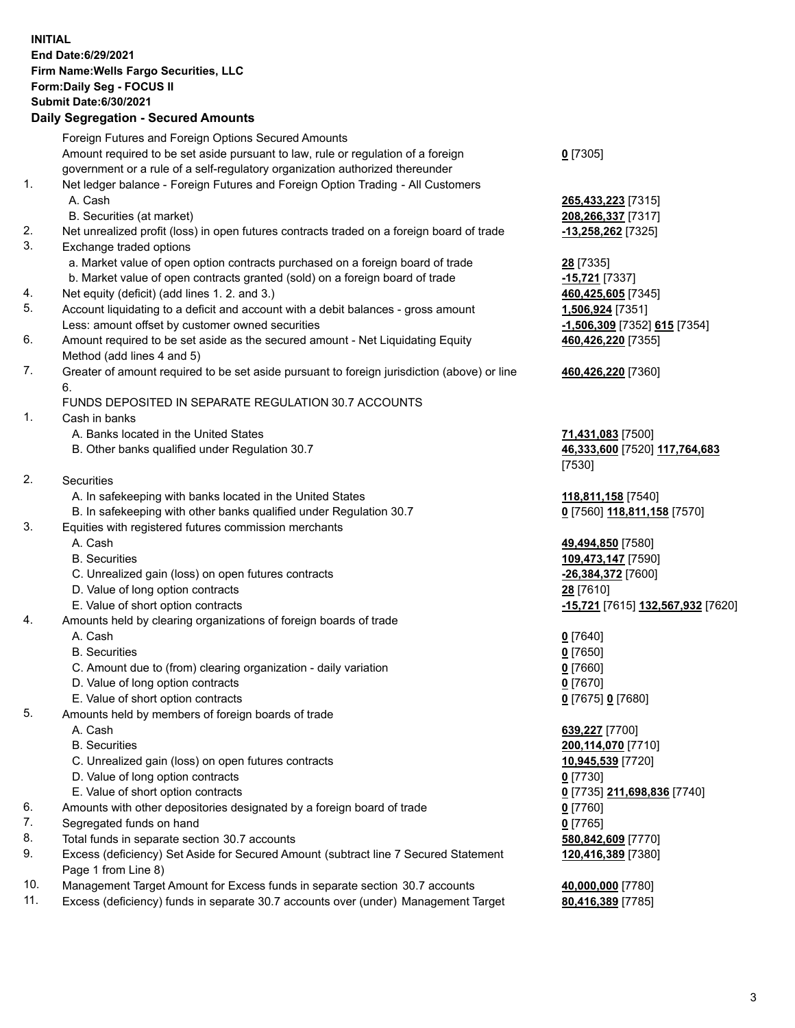**INITIAL**
**End Date:6/29/2021**
**Firm Name:Wells Fargo Securities, LLC**
**Form:Daily Seg - FOCUS II**
**Submit Date:6/30/2021**

## Daily Segregation - Secured Amounts

| | | |
|---|---|---|
| | Foreign Futures and Foreign Options Secured Amounts | |
| | Amount required to be set aside pursuant to law, rule or regulation of a foreign government or a rule of a self-regulatory organization authorized thereunder | **0** [7305] |
| 1. | Net ledger balance - Foreign Futures and Foreign Option Trading - All Customers | |
| | A. Cash | **265,433,223** [7315] |
| | B. Securities (at market) | **208,266,337** [7317] |
| 2. | Net unrealized profit (loss) in open futures contracts traded on a foreign board of trade | **-13,258,262** [7325] |
| 3. | Exchange traded options | |
| | a. Market value of open option contracts purchased on a foreign board of trade | **28** [7335] |
| | b. Market value of open contracts granted (sold) on a foreign board of trade | **-15,721** [7337] |
| 4. | Net equity (deficit) (add lines 1. 2. and 3.) | **460,425,605** [7345] |
| 5. | Account liquidating to a deficit and account with a debit balances - gross amount | **1,506,924** [7351] |
| | Less: amount offset by customer owned securities | **-1,506,309** [7352] **615** [7354] |
| 6. | Amount required to be set aside as the secured amount - Net Liquidating Equity Method (add lines 4 and 5) | **460,426,220** [7355] |
| 7. | Greater of amount required to be set aside pursuant to foreign jurisdiction (above) or line 6. | **460,426,220** [7360] |
| | FUNDS DEPOSITED IN SEPARATE REGULATION 30.7 ACCOUNTS | |
| 1. | Cash in banks | |
| | A. Banks located in the United States | **71,431,083** [7500] |
| | B. Other banks qualified under Regulation 30.7 | **46,333,600** [7520] **117,764,683** [7530] |
| 2. | Securities | |
| | A. In safekeeping with banks located in the United States | **118,811,158** [7540] |
| | B. In safekeeping with other banks qualified under Regulation 30.7 | **0** [7560] **118,811,158** [7570] |
| 3. | Equities with registered futures commission merchants | |
| | A. Cash | **49,494,850** [7580] |
| | B. Securities | **109,473,147** [7590] |
| | C. Unrealized gain (loss) on open futures contracts | **-26,384,372** [7600] |
| | D. Value of long option contracts | **28** [7610] |
| | E. Value of short option contracts | **-15,721** [7615] **132,567,932** [7620] |
| 4. | Amounts held by clearing organizations of foreign boards of trade | |
| | A. Cash | **0** [7640] |
| | B. Securities | **0** [7650] |
| | C. Amount due to (from) clearing organization - daily variation | **0** [7660] |
| | D. Value of long option contracts | **0** [7670] |
| | E. Value of short option contracts | **0** [7675] **0** [7680] |
| 5. | Amounts held by members of foreign boards of trade | |
| | A. Cash | **639,227** [7700] |
| | B. Securities | **200,114,070** [7710] |
| | C. Unrealized gain (loss) on open futures contracts | **10,945,539** [7720] |
| | D. Value of long option contracts | **0** [7730] |
| | E. Value of short option contracts | **0** [7735] **211,698,836** [7740] |
| 6. | Amounts with other depositories designated by a foreign board of trade | **0** [7760] |
| 7. | Segregated funds on hand | **0** [7765] |
| 8. | Total funds in separate section 30.7 accounts | **580,842,609** [7770] |
| 9. | Excess (deficiency) Set Aside for Secured Amount (subtract line 7 Secured Statement Page 1 from Line 8) | **120,416,389** [7380] |
| 10. | Management Target Amount for Excess funds in separate section 30.7 accounts | **40,000,000** [7780] |
| 11. | Excess (deficiency) funds in separate 30.7 accounts over (under) Management Target | **80,416,389** [7785] |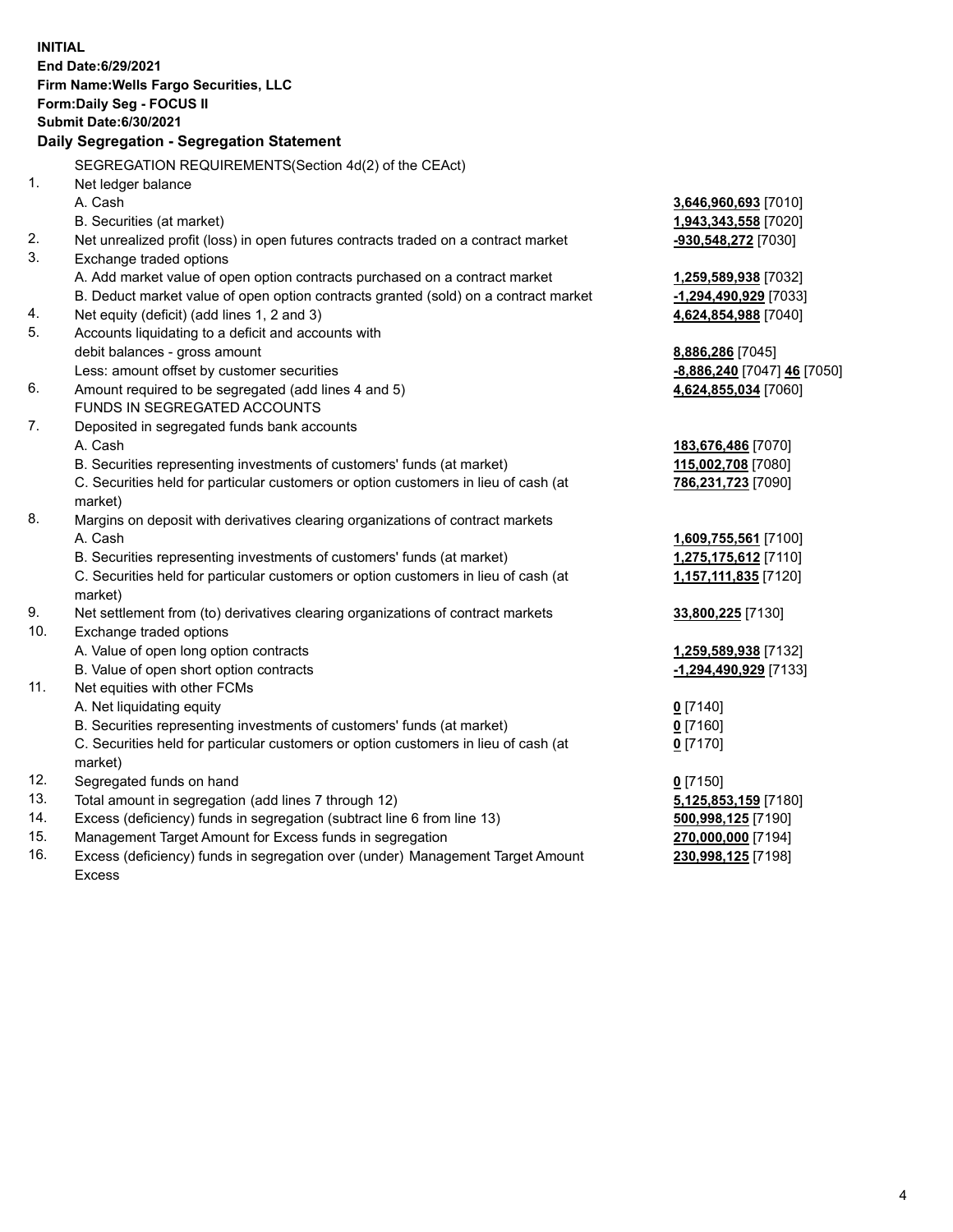**INITIAL**
**End Date:6/29/2021**
**Firm Name:Wells Fargo Securities, LLC**
**Form:Daily Seg - FOCUS II**
**Submit Date:6/30/2021**

## Daily Segregation - Segregation Statement

SEGREGATION REQUIREMENTS(Section 4d(2) of the CEAct)

| | | |
|---|---|---|
| 1. | Net ledger balance | |
| | A. Cash | 3,646,960,693 [7010] |
| | B. Securities (at market) | 1,943,343,558 [7020] |
| 2. | Net unrealized profit (loss) in open futures contracts traded on a contract market | -930,548,272 [7030] |
| 3. | Exchange traded options | |
| | A. Add market value of open option contracts purchased on a contract market | 1,259,589,938 [7032] |
| | B. Deduct market value of open option contracts granted (sold) on a contract market | -1,294,490,929 [7033] |
| 4. | Net equity (deficit) (add lines 1, 2 and 3) | 4,624,854,988 [7040] |
| 5. | Accounts liquidating to a deficit and accounts with | |
| | debit balances - gross amount | 8,886,286 [7045] |
| | Less: amount offset by customer securities | -8,886,240 [7047] 46 [7050] |
| 6. | Amount required to be segregated (add lines 4 and 5) | 4,624,855,034 [7060] |
| | FUNDS IN SEGREGATED ACCOUNTS | |
| 7. | Deposited in segregated funds bank accounts | |
| | A. Cash | 183,676,486 [7070] |
| | B. Securities representing investments of customers' funds (at market) | 115,002,708 [7080] |
| | C. Securities held for particular customers or option customers in lieu of cash (at market) | 786,231,723 [7090] |
| 8. | Margins on deposit with derivatives clearing organizations of contract markets | |
| | A. Cash | 1,609,755,561 [7100] |
| | B. Securities representing investments of customers' funds (at market) | 1,275,175,612 [7110] |
| | C. Securities held for particular customers or option customers in lieu of cash (at market) | 1,157,111,835 [7120] |
| 9. | Net settlement from (to) derivatives clearing organizations of contract markets | 33,800,225 [7130] |
| 10. | Exchange traded options | |
| | A. Value of open long option contracts | 1,259,589,938 [7132] |
| | B. Value of open short option contracts | -1,294,490,929 [7133] |
| 11. | Net equities with other FCMs | |
| | A. Net liquidating equity | 0 [7140] |
| | B. Securities representing investments of customers' funds (at market) | 0 [7160] |
| | C. Securities held for particular customers or option customers in lieu of cash (at market) | 0 [7170] |
| 12. | Segregated funds on hand | 0 [7150] |
| 13. | Total amount in segregation (add lines 7 through 12) | 5,125,853,159 [7180] |
| 14. | Excess (deficiency) funds in segregation (subtract line 6 from line 13) | 500,998,125 [7190] |
| 15. | Management Target Amount for Excess funds in segregation | 270,000,000 [7194] |
| 16. | Excess (deficiency) funds in segregation over (under) Management Target Amount Excess | 230,998,125 [7198] |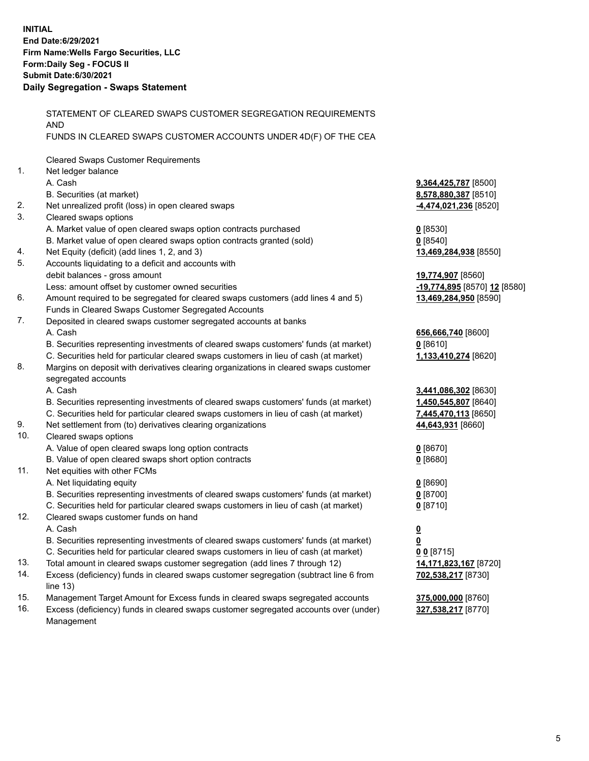**INITIAL**
**End Date:6/29/2021**
**Firm Name:Wells Fargo Securities, LLC**
**Form:Daily Seg - FOCUS II**
**Submit Date:6/30/2021**
**Daily Segregation - Swaps Statement**

STATEMENT OF CLEARED SWAPS CUSTOMER SEGREGATION REQUIREMENTS AND FUNDS IN CLEARED SWAPS CUSTOMER ACCOUNTS UNDER 4D(F) OF THE CEA

| | | |
|---|---|---|
| | Cleared Swaps Customer Requirements | |
| 1. | Net ledger balance | |
| | A. Cash | **9,364,425,787** [8500] |
| | B. Securities (at market) | **8,578,880,387** [8510] |
| 2. | Net unrealized profit (loss) in open cleared swaps | **-4,474,021,236** [8520] |
| 3. | Cleared swaps options | |
| | A. Market value of open cleared swaps option contracts purchased | **0** [8530] |
| | B. Market value of open cleared swaps option contracts granted (sold) | **0** [8540] |
| 4. | Net Equity (deficit) (add lines 1, 2, and 3) | **13,469,284,938** [8550] |
| 5. | Accounts liquidating to a deficit and accounts with debit balances - gross amount | **19,774,907** [8560] |
| | Less: amount offset by customer owned securities | **-19,774,895** [8570] **12** [8580] |
| 6. | Amount required to be segregated for cleared swaps customers (add lines 4 and 5) | **13,469,284,950** [8590] |
| | Funds in Cleared Swaps Customer Segregated Accounts | |
| 7. | Deposited in cleared swaps customer segregated accounts at banks | |
| | A. Cash | **656,666,740** [8600] |
| | B. Securities representing investments of cleared swaps customers' funds (at market) | **0** [8610] |
| | C. Securities held for particular cleared swaps customers in lieu of cash (at market) | **1,133,410,274** [8620] |
| 8. | Margins on deposit with derivatives clearing organizations in cleared swaps customer segregated accounts | |
| | A. Cash | **3,441,086,302** [8630] |
| | B. Securities representing investments of cleared swaps customers' funds (at market) | **1,450,545,807** [8640] |
| | C. Securities held for particular cleared swaps customers in lieu of cash (at market) | **7,445,470,113** [8650] |
| 9. | Net settlement from (to) derivatives clearing organizations | **44,643,931** [8660] |
| 10. | Cleared swaps options | |
| | A. Value of open cleared swaps long option contracts | **0** [8670] |
| | B. Value of open cleared swaps short option contracts | **0** [8680] |
| 11. | Net equities with other FCMs | |
| | A. Net liquidating equity | **0** [8690] |
| | B. Securities representing investments of cleared swaps customers' funds (at market) | **0** [8700] |
| | C. Securities held for particular cleared swaps customers in lieu of cash (at market) | **0** [8710] |
| 12. | Cleared swaps customer funds on hand | |
| | A. Cash | **0** |
| | B. Securities representing investments of cleared swaps customers' funds (at market) | **0** |
| | C. Securities held for particular cleared swaps customers in lieu of cash (at market) | **0** **0** [8715] |
| 13. | Total amount in cleared swaps customer segregation (add lines 7 through 12) | **14,171,823,167** [8720] |
| 14. | Excess (deficiency) funds in cleared swaps customer segregation (subtract line 6 from line 13) | **702,538,217** [8730] |
| 15. | Management Target Amount for Excess funds in cleared swaps segregated accounts | **375,000,000** [8760] |
| 16. | Excess (deficiency) funds in cleared swaps customer segregated accounts over (under) Management | **327,538,217** [8770] |